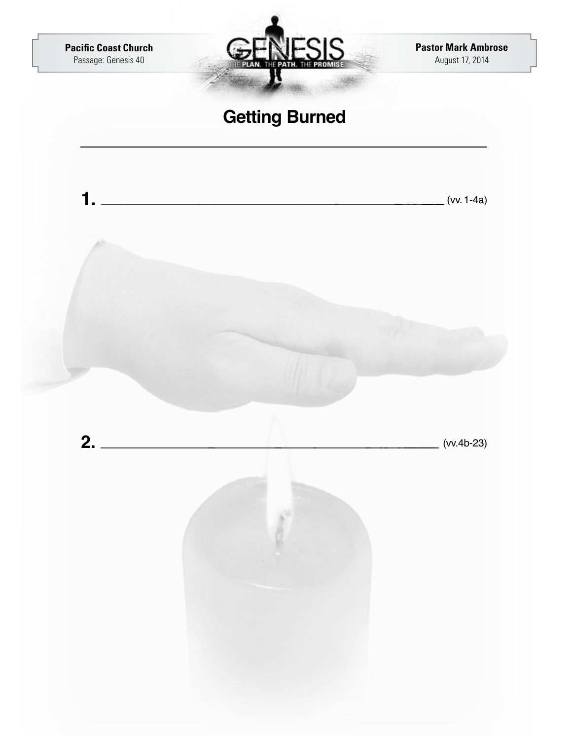Pacific Coast Church
Passage: Genesis 40

Pastor Mark Ambrose
August 17, 2014

# Getting Burned

______________________________________________

**1.** ______________________________________ (vv. 1-4a)

**2.** ______________________________________ (vv.4b-23)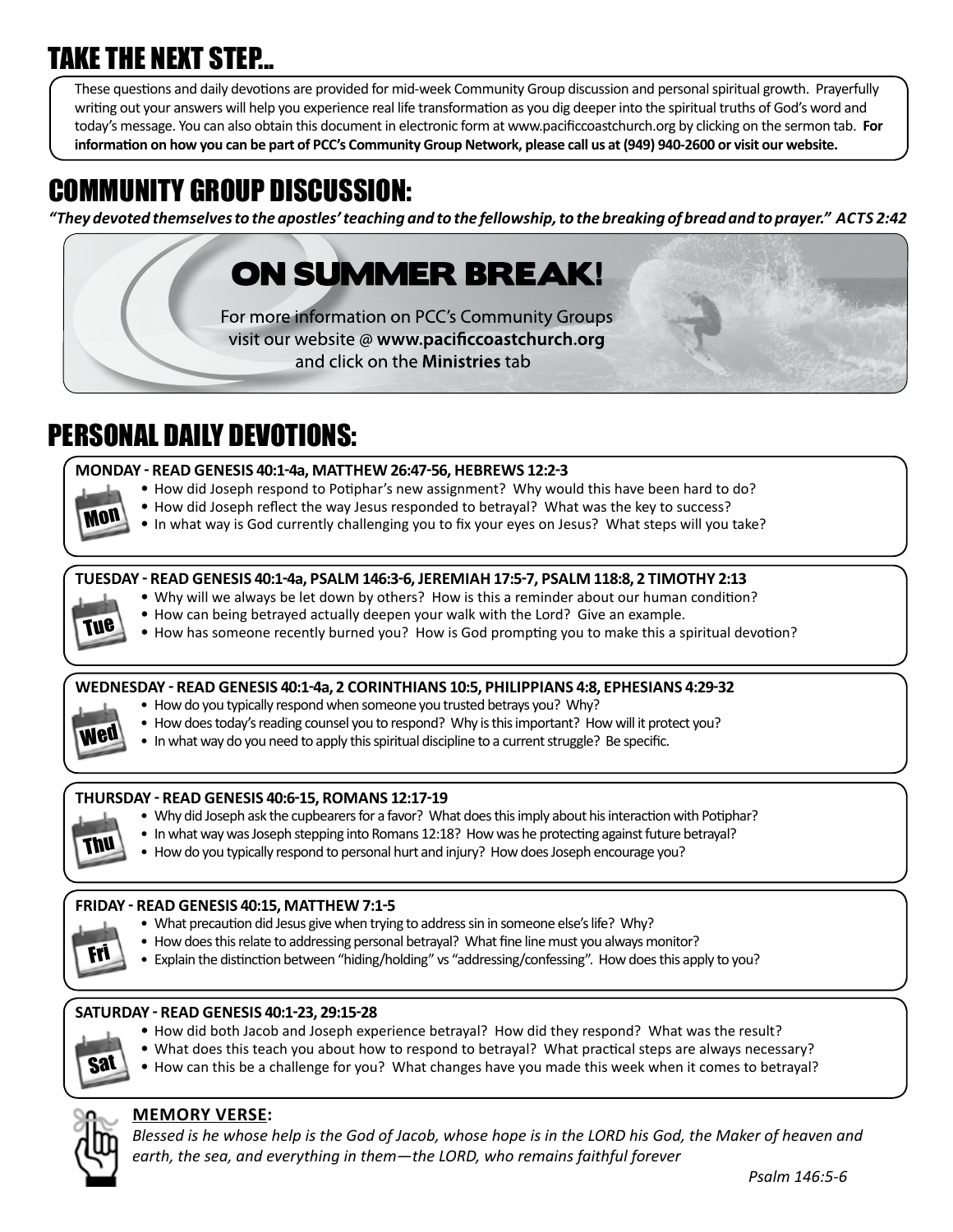## TAKE THE NEXT STEP...

These questions and daily devotions are provided for mid-week Community Group discussion and personal spiritual growth. Prayerfully writing out your answers will help you experience real life transformation as you dig deeper into the spiritual truths of God's word and today's message. You can also obtain this document in electronic form at www.pacificcoastchurch.org by clicking on the sermon tab. **For information on how you can be part of PCC's Community Group Network, please call us at (949) 940-2600 or visit our website.**

## COMMUNITY GROUP DISCUSSION:

***"They devoted themselves to the apostles' teaching and to the fellowship, to the breaking of bread and to prayer." ACTS 2:42***

**ON SUMMER BREAK!**

For more information on PCC's Community Groups visit our website @ **www.pacificcoastchurch.org** and click on the **Ministries** tab

## PERSONAL DAILY DEVOTIONS:

**MONDAY - READ GENESIS 40:1-4a, MATTHEW 26:47-56, HEBREWS 12:2-3**

- How did Joseph respond to Potiphar's new assignment? Why would this have been hard to do?
- How did Joseph reflect the way Jesus responded to betrayal? What was the key to success?
- In what way is God currently challenging you to fix your eyes on Jesus? What steps will you take?

**TUESDAY - READ GENESIS 40:1-4a, PSALM 146:3-6, JEREMIAH 17:5-7, PSALM 118:8, 2 TIMOTHY 2:13**

- Why will we always be let down by others? How is this a reminder about our human condition?
- How can being betrayed actually deepen your walk with the Lord? Give an example.
- How has someone recently burned you? How is God prompting you to make this a spiritual devotion?

**WEDNESDAY - READ GENESIS 40:1-4a, 2 CORINTHIANS 10:5, PHILIPPIANS 4:8, EPHESIANS 4:29-32**

- How do you typically respond when someone you trusted betrays you? Why?
- How does today's reading counsel you to respond? Why is this important? How will it protect you?
- In what way do you need to apply this spiritual discipline to a current struggle? Be specific.

**THURSDAY - READ GENESIS 40:6-15, ROMANS 12:17-19**

- Why did Joseph ask the cupbearers for a favor? What does this imply about his interaction with Potiphar?
- In what way was Joseph stepping into Romans 12:18? How was he protecting against future betrayal?
- How do you typically respond to personal hurt and injury? How does Joseph encourage you?

**FRIDAY - READ GENESIS 40:15, MATTHEW 7:1-5**

- What precaution did Jesus give when trying to address sin in someone else's life? Why?
- How does this relate to addressing personal betrayal? What fine line must you always monitor?
- Explain the distinction between "hiding/holding" vs "addressing/confessing". How does this apply to you?

**SATURDAY - READ GENESIS 40:1-23, 29:15-28**

- How did both Jacob and Joseph experience betrayal? How did they respond? What was the result?
- What does this teach you about how to respond to betrayal? What practical steps are always necessary?
- How can this be a challenge for you? What changes have you made this week when it comes to betrayal?

**MEMORY VERSE:**

*Blessed is he whose help is the God of Jacob, whose hope is in the LORD his God, the Maker of heaven and earth, the sea, and everything in them—the LORD, who remains faithful forever*

*Psalm 146:5-6*